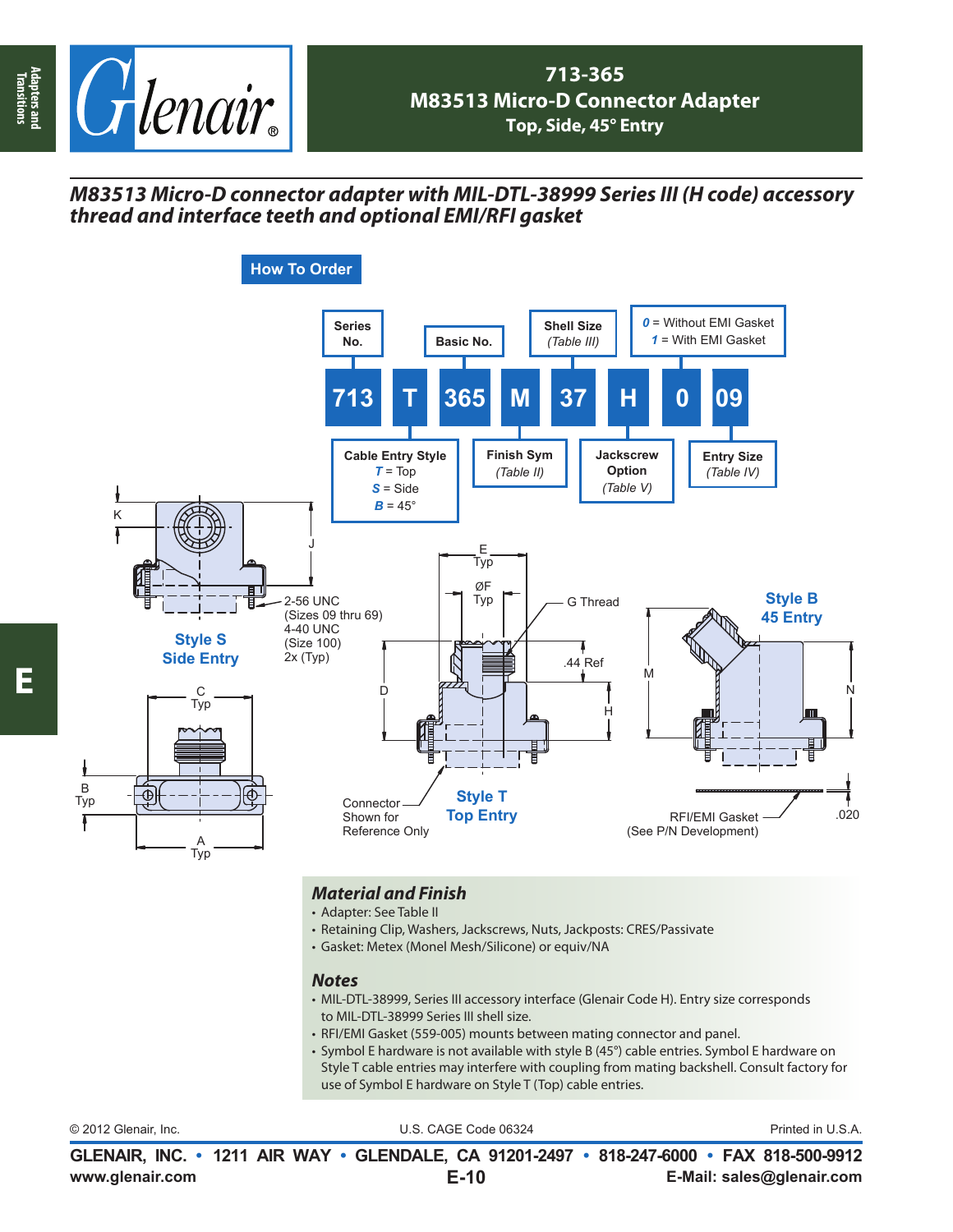# 713-365
## M83513 Micro-D Connector Adapter
### Top, Side, 45° Entry

***M83513 Micro-D connector adapter with MIL-DTL-38999 Series III (H code) accessory thread and interface teeth and optional EMI/RFI gasket***

## How To Order

| 713 | T | 365 | M | 37 | H | 0 | 09 |
|---|---|---|---|---|---|---|---|
| Series No. | Cable Entry Style | Basic No. | Finish Sym (Table II) | Shell Size (Table III) | Jackscrew Option (Table V) | 0 = Without EMI Gasket, 1 = With EMI Gasket | Entry Size (Table IV) |

Cable Entry Style:
- *T* = Top
- *S* = Side
- *B* = 45°

K

J

2-56 UNC (Sizes 09 thru 69)
4-40 UNC (Size 100)
2x (Typ)

**Style S Side Entry**

C Typ

B Typ

A Typ

E Typ

ØF Typ

G Thread

.44 Ref

D

H

Connector Shown for Reference Only

**Style T Top Entry**

**Style B 45 Entry**

M

N

RFI/EMI Gasket (See P/N Development)

.020

## Material and Finish
- Adapter: See Table II
- Retaining Clip, Washers, Jackscrews, Nuts, Jackposts: CRES/Passivate
- Gasket: Metex (Monel Mesh/Silicone) or equiv/NA

## Notes
- MIL-DTL-38999, Series III accessory interface (Glenair Code H). Entry size corresponds to MIL-DTL-38999 Series III shell size.
- RFI/EMI Gasket (559-005) mounts between mating connector and panel.
- Symbol E hardware is not available with style B (45°) cable entries. Symbol E hardware on Style T cable entries may interfere with coupling from mating backshell. Consult factory for use of Symbol E hardware on Style T (Top) cable entries.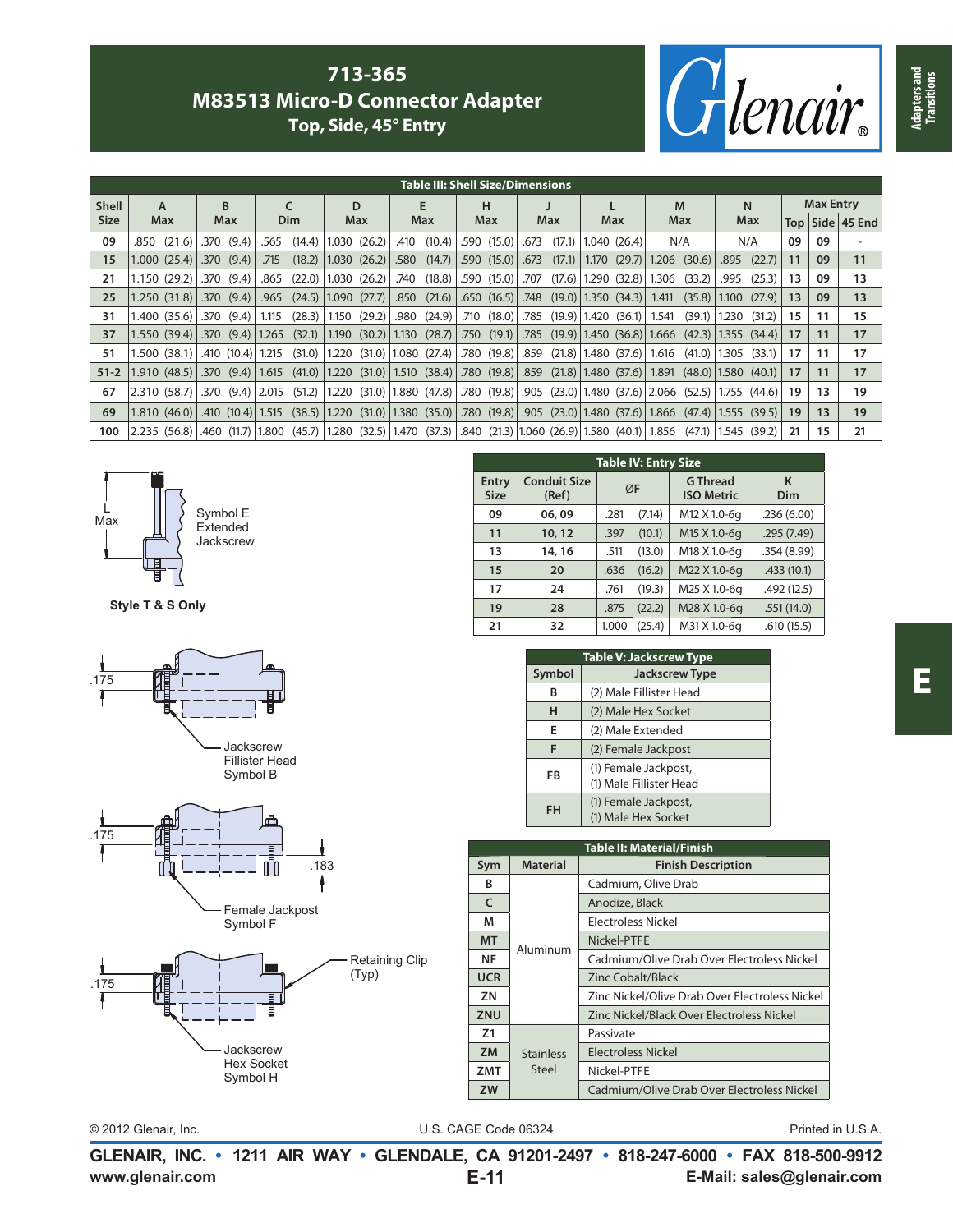# 713-365
## M83513 Micro-D Connector Adapter
### Top, Side, 45° Entry

**Table III: Shell Size/Dimensions**

| Shell Size | A Max | B Max | C Dim | D Max | E Max | H Max | J Max | L Max | M Max | N Max | Max Entry Top | Max Entry Side | Max Entry 45 End |
|---|---|---|---|---|---|---|---|---|---|---|---|---|---|
| 09 | .850 (21.6) | .370 (9.4) | .565 (14.4) | 1.030 (26.2) | .410 (10.4) | .590 (15.0) | .673 (17.1) | 1.040 (26.4) | N/A | N/A | 09 | 09 | - |
| 15 | 1.000 (25.4) | .370 (9.4) | .715 (18.2) | 1.030 (26.2) | .580 (14.7) | .590 (15.0) | .673 (17.1) | 1.170 (29.7) | 1.206 (30.6) | .895 (22.7) | 11 | 09 | 11 |
| 21 | 1.150 (29.2) | .370 (9.4) | .865 (22.0) | 1.030 (26.2) | .740 (18.8) | .590 (15.0) | .707 (17.6) | 1.290 (32.8) | 1.306 (33.2) | .995 (25.3) | 13 | 09 | 13 |
| 25 | 1.250 (31.8) | .370 (9.4) | .965 (24.5) | 1.090 (27.7) | .850 (21.6) | .650 (16.5) | .748 (19.0) | 1.350 (34.3) | 1.411 (35.8) | 1.100 (27.9) | 13 | 09 | 13 |
| 31 | 1.400 (35.6) | .370 (9.4) | 1.115 (28.3) | 1.150 (29.2) | .980 (24.9) | .710 (18.0) | .785 (19.9) | 1.420 (36.1) | 1.541 (39.1) | 1.230 (31.2) | 15 | 11 | 15 |
| 37 | 1.550 (39.4) | .370 (9.4) | 1.265 (32.1) | 1.190 (30.2) | 1.130 (28.7) | .750 (19.1) | .785 (19.9) | 1.450 (36.8) | 1.666 (42.3) | 1.355 (34.4) | 17 | 11 | 17 |
| 51 | 1.500 (38.1) | .410 (10.4) | 1.215 (31.0) | 1.220 (31.0) | 1.080 (27.4) | .780 (19.8) | .859 (21.8) | 1.480 (37.6) | 1.616 (41.0) | 1.305 (33.1) | 17 | 11 | 17 |
| 51-2 | 1.910 (48.5) | .370 (9.4) | 1.615 (41.0) | 1.220 (31.0) | 1.510 (38.4) | .780 (19.8) | .859 (21.8) | 1.480 (37.6) | 1.891 (48.0) | 1.580 (40.1) | 17 | 11 | 17 |
| 67 | 2.310 (58.7) | .370 (9.4) | 2.015 (51.2) | 1.220 (31.0) | 1.880 (47.8) | .780 (19.8) | .905 (23.0) | 1.480 (37.6) | 2.066 (52.5) | 1.755 (44.6) | 19 | 13 | 19 |
| 69 | 1.810 (46.0) | .410 (10.4) | 1.515 (38.5) | 1.220 (31.0) | 1.380 (35.0) | .780 (19.8) | .905 (23.0) | 1.480 (37.6) | 1.866 (47.4) | 1.555 (39.5) | 19 | 13 | 19 |
| 100 | 2.235 (56.8) | .460 (11.7) | 1.800 (45.7) | 1.280 (32.5) | 1.470 (37.3) | .840 (21.3) | 1.060 (26.9) | 1.580 (40.1) | 1.856 (47.1) | 1.545 (39.2) | 21 | 15 | 21 |

L Max

Symbol E Extended Jackscrew

Style T & S Only

.175

Jackscrew Fillister Head Symbol B

.175

.183

Female Jackpost Symbol F

.175

Retaining Clip (Typ)

Jackscrew Hex Socket Symbol H

**Table IV: Entry Size**

| Entry Size | Conduit Size (Ref) | ØF | G Thread ISO Metric | K Dim |
|---|---|---|---|---|
| 09 | 06, 09 | .281 (7.14) | M12 X 1.0-6g | .236 (6.00) |
| 11 | 10, 12 | .397 (10.1) | M15 X 1.0-6g | .295 (7.49) |
| 13 | 14, 16 | .511 (13.0) | M18 X 1.0-6g | .354 (8.99) |
| 15 | 20 | .636 (16.2) | M22 X 1.0-6g | .433 (10.1) |
| 17 | 24 | .761 (19.3) | M25 X 1.0-6g | .492 (12.5) |
| 19 | 28 | .875 (22.2) | M28 X 1.0-6g | .551 (14.0) |
| 21 | 32 | 1.000 (25.4) | M31 X 1.0-6g | .610 (15.5) |

**Table V: Jackscrew Type**

| Symbol | Jackscrew Type |
|---|---|
| B | (2) Male Fillister Head |
| H | (2) Male Hex Socket |
| E | (2) Male Extended |
| F | (2) Female Jackpost |
| FB | (1) Female Jackpost, (1) Male Fillister Head |
| FH | (1) Female Jackpost, (1) Male Hex Socket |

**Table II: Material/Finish**

| Sym | Material | Finish Description |
|---|---|---|
| B | Aluminum | Cadmium, Olive Drab |
| C | Aluminum | Anodize, Black |
| M | Aluminum | Electroless Nickel |
| MT | Aluminum | Nickel-PTFE |
| NF | Aluminum | Cadmium/Olive Drab Over Electroless Nickel |
| UCR | Aluminum | Zinc Cobalt/Black |
| ZN | Aluminum | Zinc Nickel/Olive Drab Over Electroless Nickel |
| ZNU | Aluminum | Zinc Nickel/Black Over Electroless Nickel |
| Z1 | Stainless Steel | Passivate |
| ZM | Stainless Steel | Electroless Nickel |
| ZMT | Stainless Steel | Nickel-PTFE |
| ZW | Stainless Steel | Cadmium/Olive Drab Over Electroless Nickel |

© 2012 Glenair, Inc. U.S. CAGE Code 06324 Printed in U.S.A.

**GLENAIR, INC. • 1211 AIR WAY • GLENDALE, CA 91201-2497 • 818-247-6000 • FAX 818-500-9912**

www.glenair.com E-Mail: sales@glenair.com